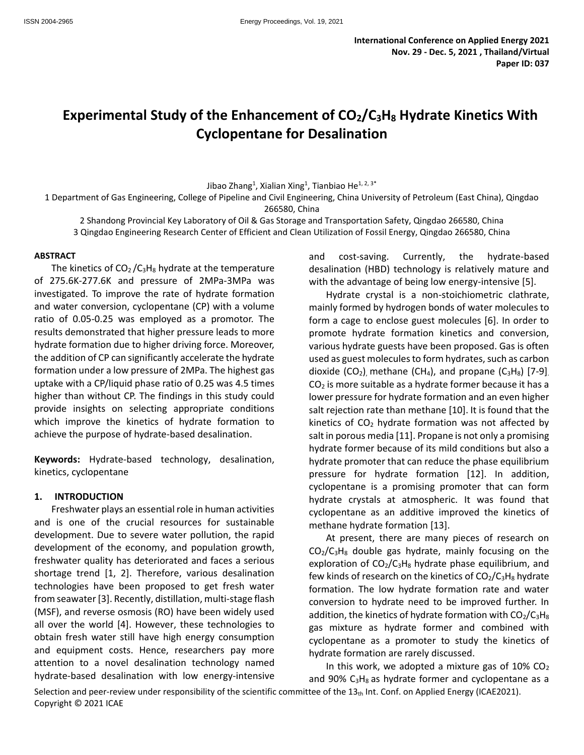# Experimental Study of the Enhancement of $CO_2$/$C_3H_8$ Hydrate Kinetics With Cyclopentane for Desalination

Jibao Zhang[1], Xialian Xing[1], Tianbiao He[1, 2, 3*]

1 Department of Gas Engineering, College of Pipeline and Civil Engineering, China University of Petroleum (East China), Qingdao 266580, China

2 Shandong Provincial Key Laboratory of Oil & Gas Storage and Transportation Safety, Qingdao 266580, China

3 Qingdao Engineering Research Center of Efficient and Clean Utilization of Fossil Energy, Qingdao 266580, China

## ABSTRACT

The kinetics of $CO_2$ /$C_3H_8$ hydrate at the temperature of 275.6K-277.6K and pressure of 2MPa-3MPa was investigated. To improve the rate of hydrate formation and water conversion, cyclopentane (CP) with a volume ratio of 0.05-0.25 was employed as a promotor. The results demonstrated that higher pressure leads to more hydrate formation due to higher driving force. Moreover, the addition of CP can significantly accelerate the hydrate formation under a low pressure of 2MPa. The highest gas uptake with a CP/liquid phase ratio of 0.25 was 4.5 times higher than without CP. The findings in this study could provide insights on selecting appropriate conditions which improve the kinetics of hydrate formation to achieve the purpose of hydrate-based desalination.

**Keywords:** Hydrate-based technology, desalination, kinetics, cyclopentane

## 1. INTRODUCTION

Freshwater plays an essential role in human activities and is one of the crucial resources for sustainable development. Due to severe water pollution, the rapid development of the economy, and population growth, freshwater quality has deteriorated and faces a serious shortage trend [1, 2]. Therefore, various desalination technologies have been proposed to get fresh water from seawater [3]. Recently, distillation, multi-stage flash (MSF), and reverse osmosis (RO) have been widely used all over the world [4]. However, these technologies to obtain fresh water still have high energy consumption and equipment costs. Hence, researchers pay more attention to a novel desalination technology named hydrate-based desalination with low energy-intensive and cost-saving. Currently, the hydrate-based desalination (HBD) technology is relatively mature and with the advantage of being low energy-intensive [5].

Hydrate crystal is a non-stoichiometric clathrate, mainly formed by hydrogen bonds of water molecules to form a cage to enclose guest molecules [6]. In order to promote hydrate formation kinetics and conversion, various hydrate guests have been proposed. Gas is often used as guest molecules to form hydrates, such as carbon dioxide ($CO_2$), methane ($CH_4$), and propane ($C_3H_8$) [7-9]. $CO_2$ is more suitable as a hydrate former because it has a lower pressure for hydrate formation and an even higher salt rejection rate than methane [10]. It is found that the kinetics of $CO_2$ hydrate formation was not affected by salt in porous media [11]. Propane is not only a promising hydrate former because of its mild conditions but also a hydrate promoter that can reduce the phase equilibrium pressure for hydrate formation [12]. In addition, cyclopentane is a promising promoter that can form hydrate crystals at atmospheric. It was found that cyclopentane as an additive improved the kinetics of methane hydrate formation [13].

At present, there are many pieces of research on $CO_2$/$C_3H_8$ double gas hydrate, mainly focusing on the exploration of $CO_2$/$C_3H_8$ hydrate phase equilibrium, and few kinds of research on the kinetics of $CO_2$/$C_3H_8$ hydrate formation. The low hydrate formation rate and water conversion to hydrate need to be improved further. In addition, the kinetics of hydrate formation with $CO_2$/$C_3H_8$ gas mixture as hydrate former and combined with cyclopentane as a promoter to study the kinetics of hydrate formation are rarely discussed.

In this work, we adopted a mixture gas of 10% $CO_2$ and 90% $C_3H_8$ as hydrate former and cyclopentane as a

Selection and peer-review under responsibility of the scientific committee of the 13th Int. Conf. on Applied Energy (ICAE2021).
Copyright © 2021 ICAE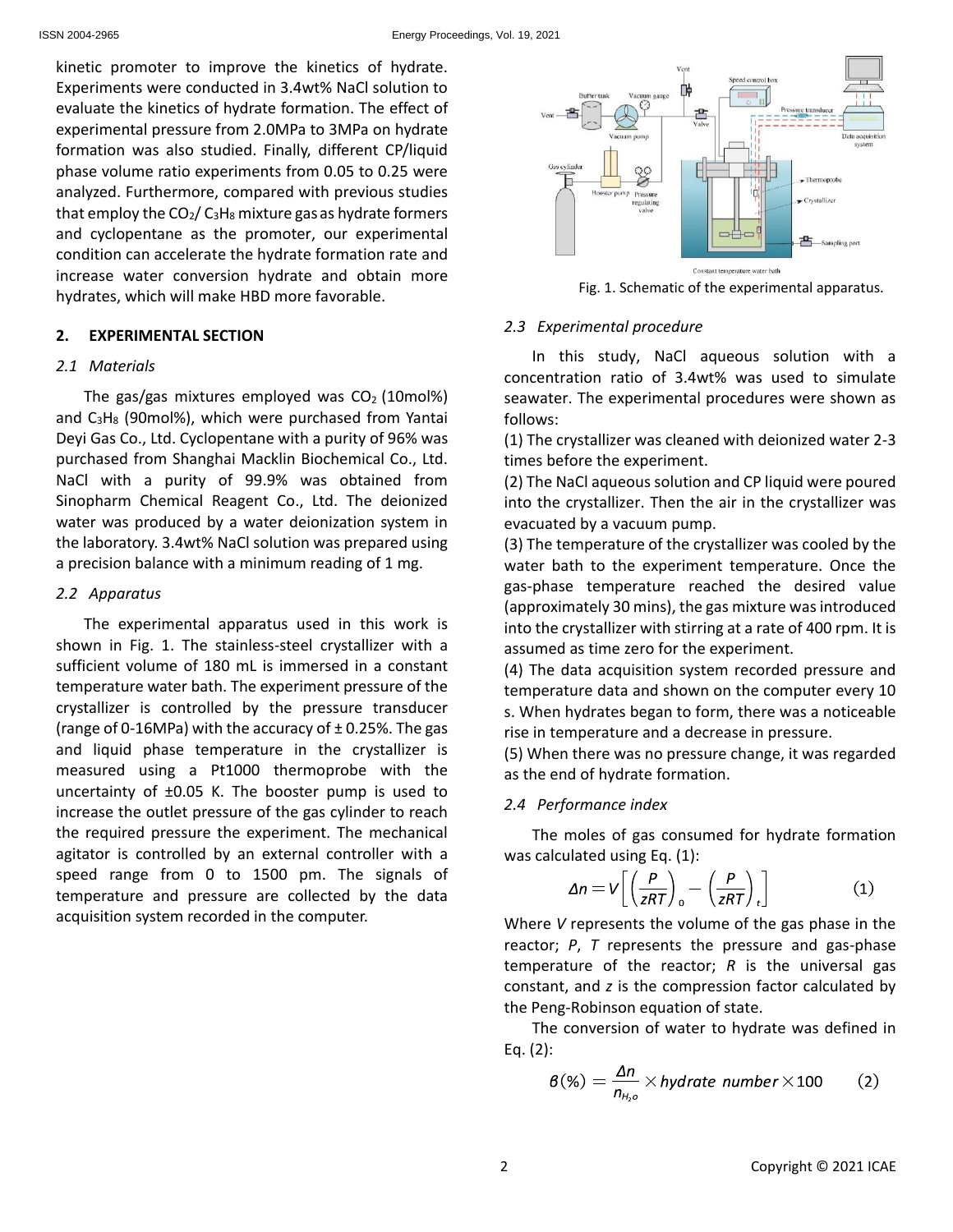kinetic promoter to improve the kinetics of hydrate. Experiments were conducted in 3.4wt% NaCl solution to evaluate the kinetics of hydrate formation. The effect of experimental pressure from 2.0MPa to 3MPa on hydrate formation was also studied. Finally, different CP/liquid phase volume ratio experiments from 0.05 to 0.25 were analyzed. Furthermore, compared with previous studies that employ the $CO_2$/ $C_3H_8$ mixture gas as hydrate formers and cyclopentane as the promoter, our experimental condition can accelerate the hydrate formation rate and increase water conversion hydrate and obtain more hydrates, which will make HBD more favorable.

## 2. EXPERIMENTAL SECTION

### 2.1 Materials

The gas/gas mixtures employed was $CO_2$ (10mol%) and $C_3H_8$ (90mol%), which were purchased from Yantai Deyi Gas Co., Ltd. Cyclopentane with a purity of 96% was purchased from Shanghai Macklin Biochemical Co., Ltd. NaCl with a purity of 99.9% was obtained from Sinopharm Chemical Reagent Co., Ltd. The deionized water was produced by a water deionization system in the laboratory. 3.4wt% NaCl solution was prepared using a precision balance with a minimum reading of 1 mg.

### 2.2 Apparatus

The experimental apparatus used in this work is shown in Fig. 1. The stainless-steel crystallizer with a sufficient volume of 180 mL is immersed in a constant temperature water bath. The experiment pressure of the crystallizer is controlled by the pressure transducer (range of 0-16MPa) with the accuracy of ± 0.25%. The gas and liquid phase temperature in the crystallizer is measured using a Pt1000 thermoprobe with the uncertainty of ±0.05 K. The booster pump is used to increase the outlet pressure of the gas cylinder to reach the required pressure the experiment. The mechanical agitator is controlled by an external controller with a speed range from 0 to 1500 pm. The signals of temperature and pressure are collected by the data acquisition system recorded in the computer.

Fig. 1. Schematic of the experimental apparatus.

### 2.3 Experimental procedure

In this study, NaCl aqueous solution with a concentration ratio of 3.4wt% was used to simulate seawater. The experimental procedures were shown as follows:

(1) The crystallizer was cleaned with deionized water 2-3 times before the experiment.

(2) The NaCl aqueous solution and CP liquid were poured into the crystallizer. Then the air in the crystallizer was evacuated by a vacuum pump.

(3) The temperature of the crystallizer was cooled by the water bath to the experiment temperature. Once the gas-phase temperature reached the desired value (approximately 30 mins), the gas mixture was introduced into the crystallizer with stirring at a rate of 400 rpm. It is assumed as time zero for the experiment.

(4) The data acquisition system recorded pressure and temperature data and shown on the computer every 10 s. When hydrates began to form, there was a noticeable rise in temperature and a decrease in pressure.

(5) When there was no pressure change, it was regarded as the end of hydrate formation.

### 2.4 Performance index

The moles of gas consumed for hydrate formation was calculated using Eq. (1):

$$\Delta n = V\left[\left(\frac{P}{zRT}\right)_0 - \left(\frac{P}{zRT}\right)_t\right] \quad (1)$$

Where $V$ represents the volume of the gas phase in the reactor; $P$, $T$ represents the pressure and gas-phase temperature of the reactor; $R$ is the universal gas constant, and $z$ is the compression factor calculated by the Peng-Robinson equation of state.

The conversion of water to hydrate was defined in Eq. (2):

$$\beta(\%) = \frac{\Delta n}{n_{H_2o}} \times hydrate\ number \times 100 \quad (2)$$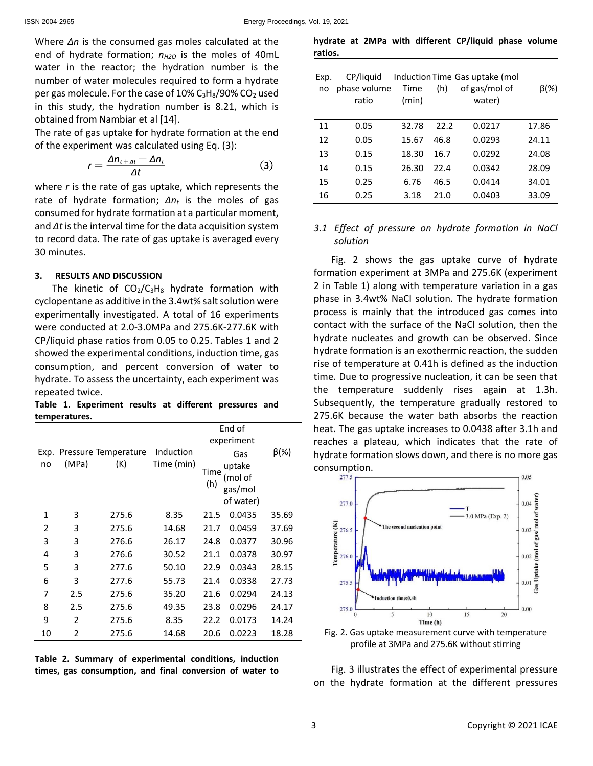Where $\Delta n$ is the consumed gas moles calculated at the end of hydrate formation; $n_{H2O}$ is the moles of 40mL water in the reactor; the hydration number is the number of water molecules required to form a hydrate per gas molecule. For the case of 10% $C_3H_8$/90% $CO_2$ used in this study, the hydration number is 8.21, which is obtained from Nambiar et al [14].

The rate of gas uptake for hydrate formation at the end of the experiment was calculated using Eq. (3):

$$r = \frac{\Delta n_{t+\Delta t} - \Delta n_t}{\Delta t} \tag{3}$$

where $r$ is the rate of gas uptake, which represents the rate of hydrate formation; $\Delta n_t$ is the moles of gas consumed for hydrate formation at a particular moment, and $\Delta t$ is the interval time for the data acquisition system to record data. The rate of gas uptake is averaged every 30 minutes.

## 3. RESULTS AND DISCUSSION

The kinetic of $CO_2$/$C_3H_8$ hydrate formation with cyclopentane as additive in the 3.4wt% salt solution were experimentally investigated. A total of 16 experiments were conducted at 2.0-3.0MPa and 275.6K-277.6K with CP/liquid phase ratios from 0.05 to 0.25. Tables 1 and 2 showed the experimental conditions, induction time, gas consumption, and percent conversion of water to hydrate. To assess the uncertainty, each experiment was repeated twice.

**Table 1. Experiment results at different pressures and temperatures.**

| Exp. no | Pressure (MPa) | Temperature (K) | Induction Time (min) | End of experiment | | β(%) |
|---|---|---|---|---|---|---|
| | | | | Time (h) | Gas uptake (mol of gas/mol of water) | |
| 1 | 3 | 275.6 | 8.35 | 21.5 | 0.0435 | 35.69 |
| 2 | 3 | 275.6 | 14.68 | 21.7 | 0.0459 | 37.69 |
| 3 | 3 | 276.6 | 26.17 | 24.8 | 0.0377 | 30.96 |
| 4 | 3 | 276.6 | 30.52 | 21.1 | 0.0378 | 30.97 |
| 5 | 3 | 277.6 | 50.10 | 22.9 | 0.0343 | 28.15 |
| 6 | 3 | 277.6 | 55.73 | 21.4 | 0.0338 | 27.73 |
| 7 | 2.5 | 275.6 | 35.20 | 21.6 | 0.0294 | 24.13 |
| 8 | 2.5 | 275.6 | 49.35 | 23.8 | 0.0296 | 24.17 |
| 9 | 2 | 275.6 | 8.35 | 22.2 | 0.0173 | 14.24 |
| 10 | 2 | 275.6 | 14.68 | 20.6 | 0.0223 | 18.28 |

**Table 2. Summary of experimental conditions, induction times, gas consumption, and final conversion of water to hydrate at 2MPa with different CP/liquid phase volume ratios.**

| Exp. no | CP/liquid phase volume ratio | Induction Time (min) | Time (h) | Gas uptake (mol of gas/mol of water) | β(%) |
|---|---|---|---|---|---|
| 11 | 0.05 | 32.78 | 22.2 | 0.0217 | 17.86 |
| 12 | 0.05 | 15.67 | 46.8 | 0.0293 | 24.11 |
| 13 | 0.15 | 18.30 | 16.7 | 0.0292 | 24.08 |
| 14 | 0.15 | 26.30 | 22.4 | 0.0342 | 28.09 |
| 15 | 0.25 | 6.76 | 46.5 | 0.0414 | 34.01 |
| 16 | 0.25 | 3.18 | 21.0 | 0.0403 | 33.09 |

### *3.1 Effect of pressure on hydrate formation in NaCl solution*

Fig. 2 shows the gas uptake curve of hydrate formation experiment at 3MPa and 275.6K (experiment 2 in Table 1) along with temperature variation in a gas phase in 3.4wt% NaCl solution. The hydrate formation process is mainly that the introduced gas comes into contact with the surface of the NaCl solution, then the hydrate nucleates and growth can be observed. Since hydrate formation is an exothermic reaction, the sudden rise of temperature at 0.41h is defined as the induction time. Due to progressive nucleation, it can be seen that the temperature suddenly rises again at 1.3h. Subsequently, the temperature gradually restored to 275.6K because the water bath absorbs the reaction heat. The gas uptake increases to 0.0438 after 3.1h and reaches a plateau, which indicates that the rate of hydrate formation slows down, and there is no more gas consumption.

Fig. 2. Gas uptake measurement curve with temperature profile at 3MPa and 275.6K without stirring

Fig. 3 illustrates the effect of experimental pressure on the hydrate formation at the different pressures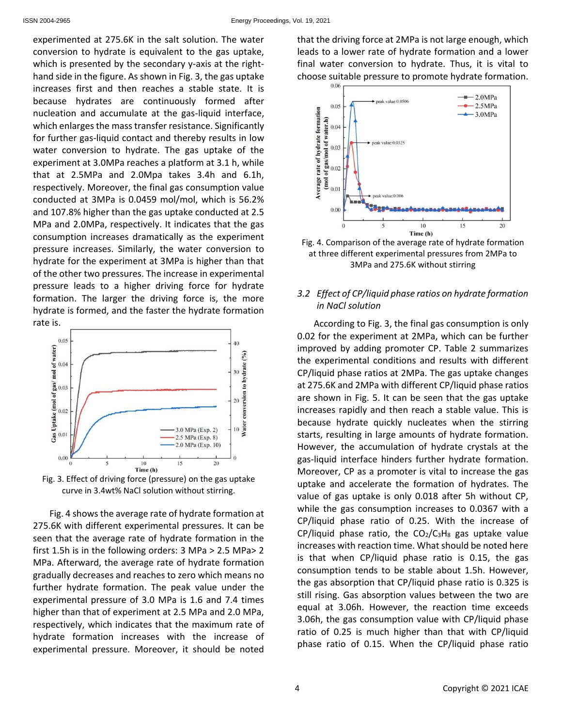experimented at 275.6K in the salt solution. The water conversion to hydrate is equivalent to the gas uptake, which is presented by the secondary y-axis at the right-hand side in the figure. As shown in Fig. 3, the gas uptake increases first and then reaches a stable state. It is because hydrates are continuously formed after nucleation and accumulate at the gas-liquid interface, which enlarges the mass transfer resistance. Significantly for further gas-liquid contact and thereby results in low water conversion to hydrate. The gas uptake of the experiment at 3.0MPa reaches a platform at 3.1 h, while that at 2.5MPa and 2.0Mpa takes 3.4h and 6.1h, respectively. Moreover, the final gas consumption value conducted at 3MPa is 0.0459 mol/mol, which is 56.2% and 107.8% higher than the gas uptake conducted at 2.5 MPa and 2.0MPa, respectively. It indicates that the gas consumption increases dramatically as the experiment pressure increases. Similarly, the water conversion to hydrate for the experiment at 3MPa is higher than that of the other two pressures. The increase in experimental pressure leads to a higher driving force for hydrate formation. The larger the driving force is, the more hydrate is formed, and the faster the hydrate formation rate is.

Fig. 3. Effect of driving force (pressure) on the gas uptake curve in 3.4wt% NaCl solution without stirring.

Fig. 4 shows the average rate of hydrate formation at 275.6K with different experimental pressures. It can be seen that the average rate of hydrate formation in the first 1.5h is in the following orders: 3 MPa > 2.5 MPa> 2 MPa. Afterward, the average rate of hydrate formation gradually decreases and reaches to zero which means no further hydrate formation. The peak value under the experimental pressure of 3.0 MPa is 1.6 and 7.4 times higher than that of experiment at 2.5 MPa and 2.0 MPa, respectively, which indicates that the maximum rate of hydrate formation increases with the increase of experimental pressure. Moreover, it should be noted that the driving force at 2MPa is not large enough, which leads to a lower rate of hydrate formation and a lower final water conversion to hydrate. Thus, it is vital to choose suitable pressure to promote hydrate formation.

Fig. 4. Comparison of the average rate of hydrate formation at three different experimental pressures from 2MPa to 3MPa and 275.6K without stirring

### *3.2 Effect of CP/liquid phase ratios on hydrate formation in NaCl solution*

According to Fig. 3, the final gas consumption is only 0.02 for the experiment at 2MPa, which can be further improved by adding promoter CP. Table 2 summarizes the experimental conditions and results with different CP/liquid phase ratios at 2MPa. The gas uptake changes at 275.6K and 2MPa with different CP/liquid phase ratios are shown in Fig. 5. It can be seen that the gas uptake increases rapidly and then reach a stable value. This is because hydrate quickly nucleates when the stirring starts, resulting in large amounts of hydrate formation. However, the accumulation of hydrate crystals at the gas-liquid interface hinders further hydrate formation. Moreover, CP as a promoter is vital to increase the gas uptake and accelerate the formation of hydrates. The value of gas uptake is only 0.018 after 5h without CP, while the gas consumption increases to 0.0367 with a CP/liquid phase ratio of 0.25. With the increase of CP/liquid phase ratio, the $CO_2/C_3H_8$ gas uptake value increases with reaction time. What should be noted here is that when CP/liquid phase ratio is 0.15, the gas consumption tends to be stable about 1.5h. However, the gas absorption that CP/liquid phase ratio is 0.325 is still rising. Gas absorption values between the two are equal at 3.06h. However, the reaction time exceeds 3.06h, the gas consumption value with CP/liquid phase ratio of 0.25 is much higher than that with CP/liquid phase ratio of 0.15. When the CP/liquid phase ratio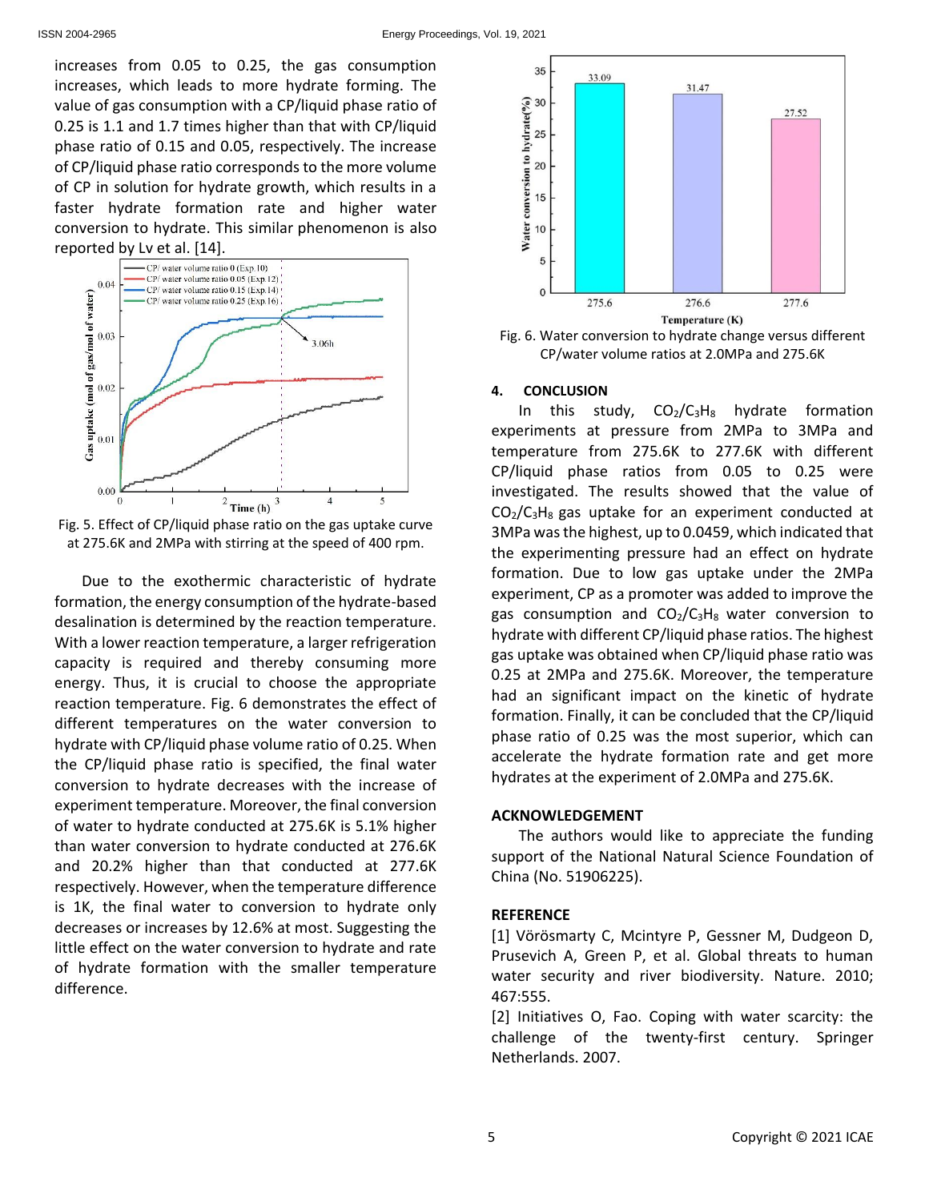increases from 0.05 to 0.25, the gas consumption increases, which leads to more hydrate forming. The value of gas consumption with a CP/liquid phase ratio of 0.25 is 1.1 and 1.7 times higher than that with CP/liquid phase ratio of 0.15 and 0.05, respectively. The increase of CP/liquid phase ratio corresponds to the more volume of CP in solution for hydrate growth, which results in a faster hydrate formation rate and higher water conversion to hydrate. This similar phenomenon is also reported by Lv et al. [14].

Fig. 5. Effect of CP/liquid phase ratio on the gas uptake curve at 275.6K and 2MPa with stirring at the speed of 400 rpm.

Due to the exothermic characteristic of hydrate formation, the energy consumption of the hydrate-based desalination is determined by the reaction temperature. With a lower reaction temperature, a larger refrigeration capacity is required and thereby consuming more energy. Thus, it is crucial to choose the appropriate reaction temperature. Fig. 6 demonstrates the effect of different temperatures on the water conversion to hydrate with CP/liquid phase volume ratio of 0.25. When the CP/liquid phase ratio is specified, the final water conversion to hydrate decreases with the increase of experiment temperature. Moreover, the final conversion of water to hydrate conducted at 275.6K is 5.1% higher than water conversion to hydrate conducted at 276.6K and 20.2% higher than that conducted at 277.6K respectively. However, when the temperature difference is 1K, the final water to conversion to hydrate only decreases or increases by 12.6% at most. Suggesting the little effect on the water conversion to hydrate and rate of hydrate formation with the smaller temperature difference.

Fig. 6. Water conversion to hydrate change versus different CP/water volume ratios at 2.0MPa and 275.6K

## 4. CONCLUSION

In this study, $CO_2/C_3H_8$ hydrate formation experiments at pressure from 2MPa to 3MPa and temperature from 275.6K to 277.6K with different CP/liquid phase ratios from 0.05 to 0.25 were investigated. The results showed that the value of $CO_2/C_3H_8$ gas uptake for an experiment conducted at 3MPa was the highest, up to 0.0459, which indicated that the experimenting pressure had an effect on hydrate formation. Due to low gas uptake under the 2MPa experiment, CP as a promoter was added to improve the gas consumption and $CO_2/C_3H_8$ water conversion to hydrate with different CP/liquid phase ratios. The highest gas uptake was obtained when CP/liquid phase ratio was 0.25 at 2MPa and 275.6K. Moreover, the temperature had an significant impact on the kinetic of hydrate formation. Finally, it can be concluded that the CP/liquid phase ratio of 0.25 was the most superior, which can accelerate the hydrate formation rate and get more hydrates at the experiment of 2.0MPa and 275.6K.

## ACKNOWLEDGEMENT

The authors would like to appreciate the funding support of the National Natural Science Foundation of China (No. 51906225).

## REFERENCE

[1] Vörösmarty C, Mcintyre P, Gessner M, Dudgeon D, Prusevich A, Green P, et al. Global threats to human water security and river biodiversity. Nature. 2010; 467:555.

[2] Initiatives O, Fao. Coping with water scarcity: the challenge of the twenty-first century. Springer Netherlands. 2007.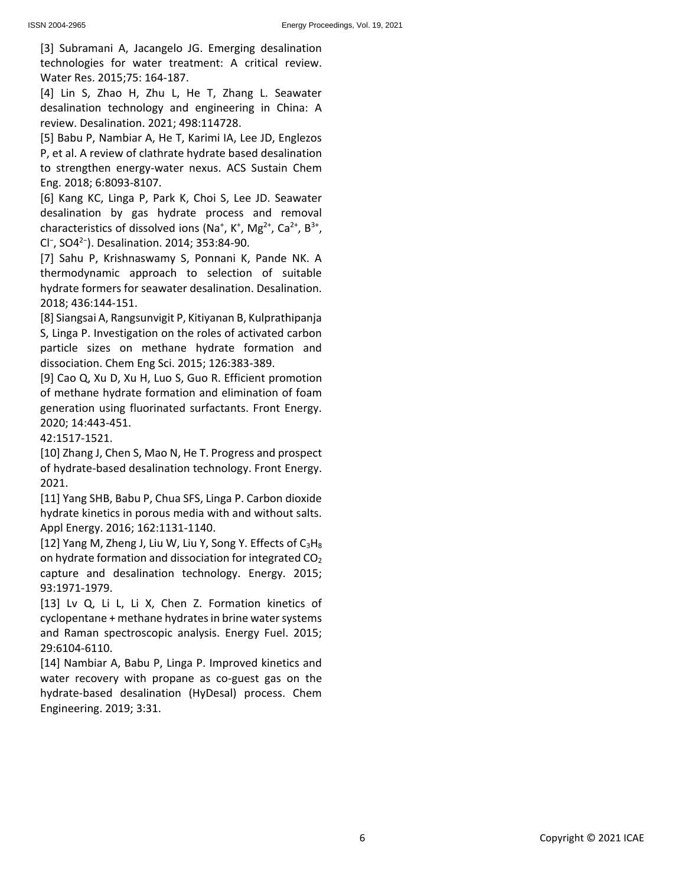[3] Subramani A, Jacangelo JG. Emerging desalination technologies for water treatment: A critical review. Water Res. 2015;75: 164-187.

[4] Lin S, Zhao H, Zhu L, He T, Zhang L. Seawater desalination technology and engineering in China: A review. Desalination. 2021; 498:114728.

[5] Babu P, Nambiar A, He T, Karimi IA, Lee JD, Englezos P, et al. A review of clathrate hydrate based desalination to strengthen energy-water nexus. ACS Sustain Chem Eng. 2018; 6:8093-8107.

[6] Kang KC, Linga P, Park K, Choi S, Lee JD. Seawater desalination by gas hydrate process and removal characteristics of dissolved ions ($Na^{+}$, $K^{+}$, $Mg^{2+}$, $Ca^{2+}$, $B^{3+}$, $Cl^{-}$, $SO4^{2-}$). Desalination. 2014; 353:84-90.

[7] Sahu P, Krishnaswamy S, Ponnani K, Pande NK. A thermodynamic approach to selection of suitable hydrate formers for seawater desalination. Desalination. 2018; 436:144-151.

[8] Siangsai A, Rangsunvigit P, Kitiyanan B, Kulprathipanja S, Linga P. Investigation on the roles of activated carbon particle sizes on methane hydrate formation and dissociation. Chem Eng Sci. 2015; 126:383-389.

[9] Cao Q, Xu D, Xu H, Luo S, Guo R. Efficient promotion of methane hydrate formation and elimination of foam generation using fluorinated surfactants. Front Energy. 2020; 14:443-451.

42:1517-1521.

[10] Zhang J, Chen S, Mao N, He T. Progress and prospect of hydrate-based desalination technology. Front Energy. 2021.

[11] Yang SHB, Babu P, Chua SFS, Linga P. Carbon dioxide hydrate kinetics in porous media with and without salts. Appl Energy. 2016; 162:1131-1140.

[12] Yang M, Zheng J, Liu W, Liu Y, Song Y. Effects of $C_3H_8$ on hydrate formation and dissociation for integrated $CO_2$ capture and desalination technology. Energy. 2015; 93:1971-1979.

[13] Lv Q, Li L, Li X, Chen Z. Formation kinetics of cyclopentane + methane hydrates in brine water systems and Raman spectroscopic analysis. Energy Fuel. 2015; 29:6104-6110.

[14] Nambiar A, Babu P, Linga P. Improved kinetics and water recovery with propane as co-guest gas on the hydrate-based desalination (HyDesal) process. Chem Engineering. 2019; 3:31.